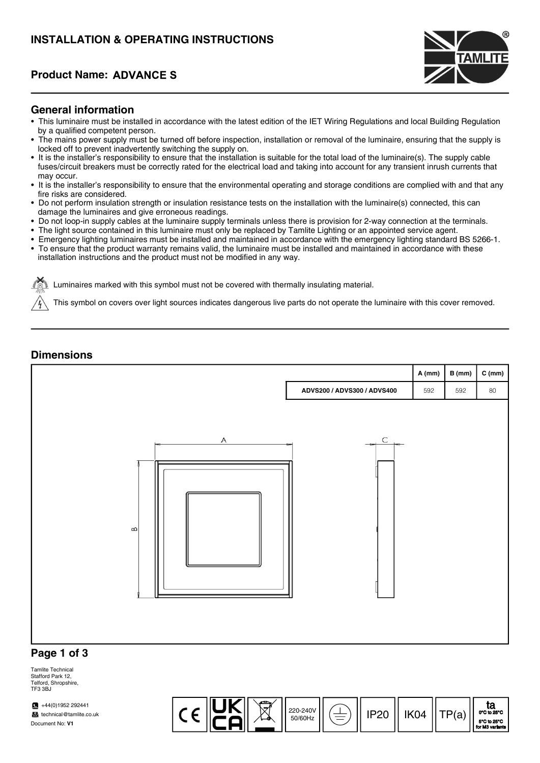# INSTALLATION & OPERATING INSTRUCTIONS

## Product Name: ADVANCE S

## General information

- This luminaire must be installed in accordance with the latest edition of the IET Wiring Regulations and local Building Regulation by a qualified competent person.
- The mains power supply must be turned off before inspection, installation or removal of the luminaire, ensuring that the supply is locked off to prevent inadvertently switching the supply on.
- It is the installer's responsibility to ensure that the installation is suitable for the total load of the luminaire(s). The supply cable fuses/circuit breakers must be correctly rated for the electrical load and taking into account for any transient inrush currents that may occur.
- It is the installer's responsibility to ensure that the environmental operating and storage conditions are complied with and that any fire risks are considered.
- Do not perform insulation strength or insulation resistance tests on the installation with the luminaire(s) connected, this can damage the luminaires and give erroneous readings.
- Do not loop-in supply cables at the luminaire supply terminals unless there is provision for 2-way connection at the terminals.
- The light source contained in this luminaire must only be replaced by Tamlite Lighting or an appointed service agent.
- Emergency lighting luminaires must be installed and maintained in accordance with the emergency lighting standard BS 5266-1.
- To ensure that the product warranty remains valid, the luminaire must be installed and maintained in accordance with these installation instructions and the product must not be modified in any way.

Luminaires marked with this symbol must not be covered with thermally insulating material.

This symbol on covers over light sources indicates dangerous live parts do not operate the luminaire with this cover removed.

## Dimensions

| | A (mm) | B (mm) | C (mm) |
|---|---|---|---|
| ADVS200 / ADVS300 / ADVS400 | 592 | 592 | 80 |

Tamlite Technical
Stafford Park 12,
Telford, Shropshire,
TF3 3BJ

+44(0)1952 292441
technical@tamlite.co.uk
Document No: V1

220-240V 50/60Hz | IP20 | IK04 | TP(a) | ta 0°C to 25°C, 5°C to 25°C for M3 variants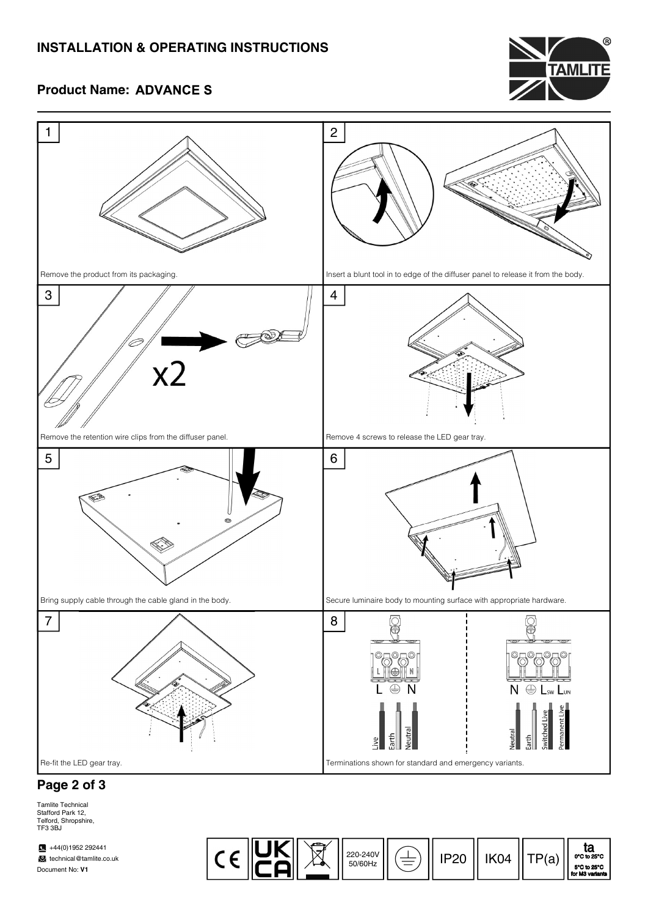# INSTALLATION & OPERATING INSTRUCTIONS

## Product Name: ADVANCE S

1. Remove the product from its packaging.

2. Insert a blunt tool in to edge of the diffuser panel to release it from the body.

3. x2

   Remove the retention wire clips from the diffuser panel.

4. Remove 4 screws to release the LED gear tray.

5. Bring supply cable through the cable gland in the body.

6. Secure luminaire body to mounting surface with appropriate hardware.

7. Re-fit the LED gear tray.

8. L ⏚ N — Live, Earth, Neutral

   N ⏚ $L_{SW}$ $L_{UN}$ — Neutral, Earth, Switched Live, Permanent Live

   Terminations shown for standard and emergency variants.

Tamlite Technical
Stafford Park 12,
Telford, Shropshire,
TF3 3BJ

+44(0)1952 292441
technical@tamlite.co.uk
Document No: V1

220-240V 50/60Hz | IP20 | IK04 | TP(a) | ta 0°C to 25°C, 5°C to 25°C for M3 variants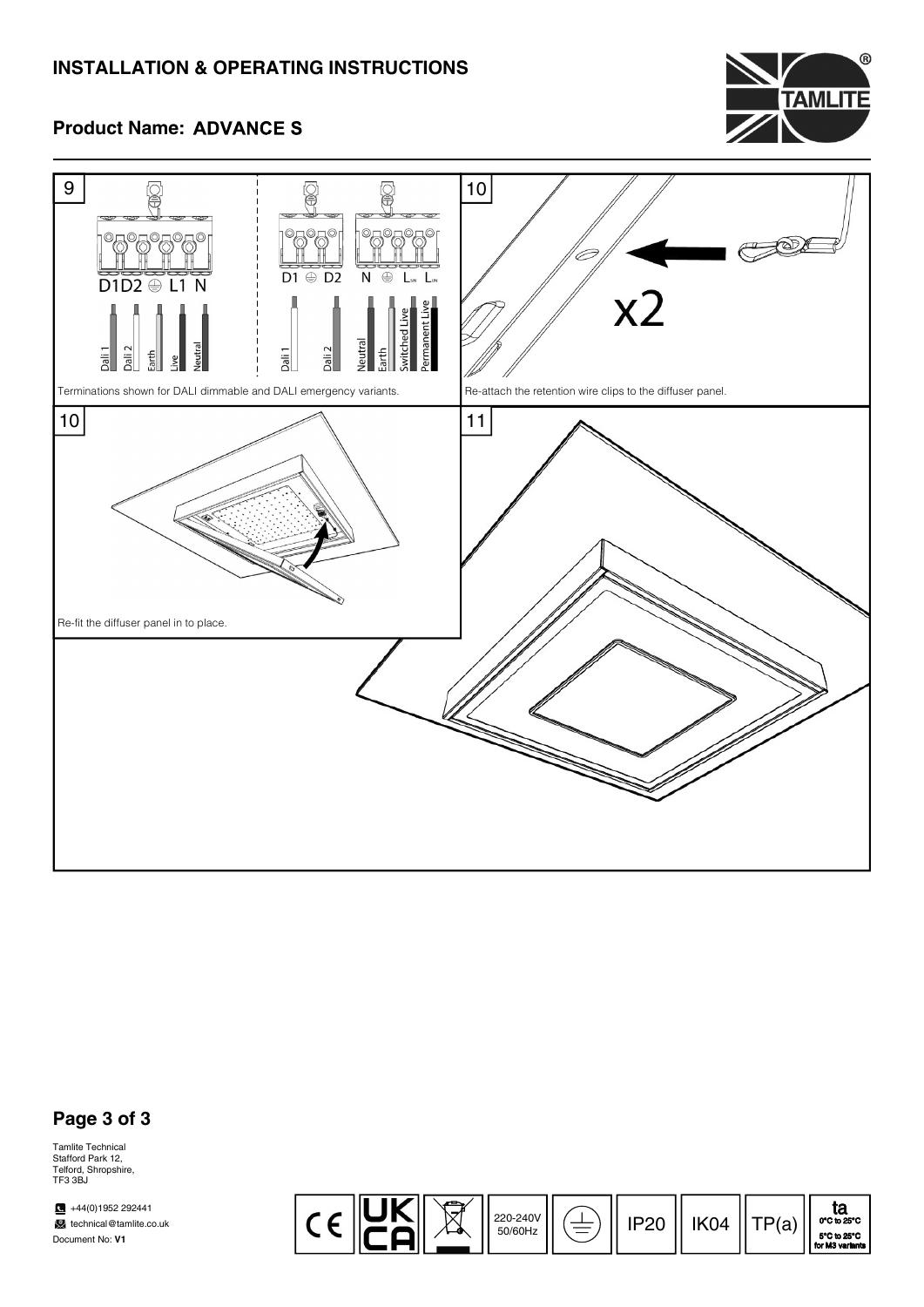# INSTALLATION & OPERATING INSTRUCTIONS

## Product Name: ADVANCE S

9

D1 D2 ⏚ L1 N

Dali 1 Dali 2 Earth Live Neutral

D1 ⏚ D2 N ⏚ $L_{SW}$ $L_{UN}$

Dali 1 Dali 2 Neutral Earth Switched Live Permanent Live

Terminations shown for DALI dimmable and DALI emergency variants.

10

x2

Re-attach the retention wire clips to the diffuser panel.

10

Re-fit the diffuser panel in to place.

11

Tamlite Technical
Stafford Park 12,
Telford, Shropshire,
TF3 3BJ

+44(0)1952 292441
technical@tamlite.co.uk
Document No: **V1**

220-240V 50/60Hz | IP20 | IK04 | TP(a) | ta 0°C to 25°C, 5°C to 25°C for M3 variants